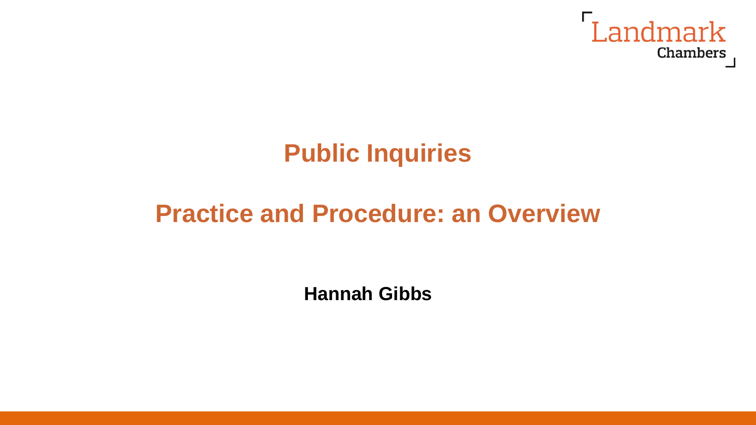Landmark Chambers

# Public Inquiries

## Practice and Procedure: an Overview

**Hannah Gibbs**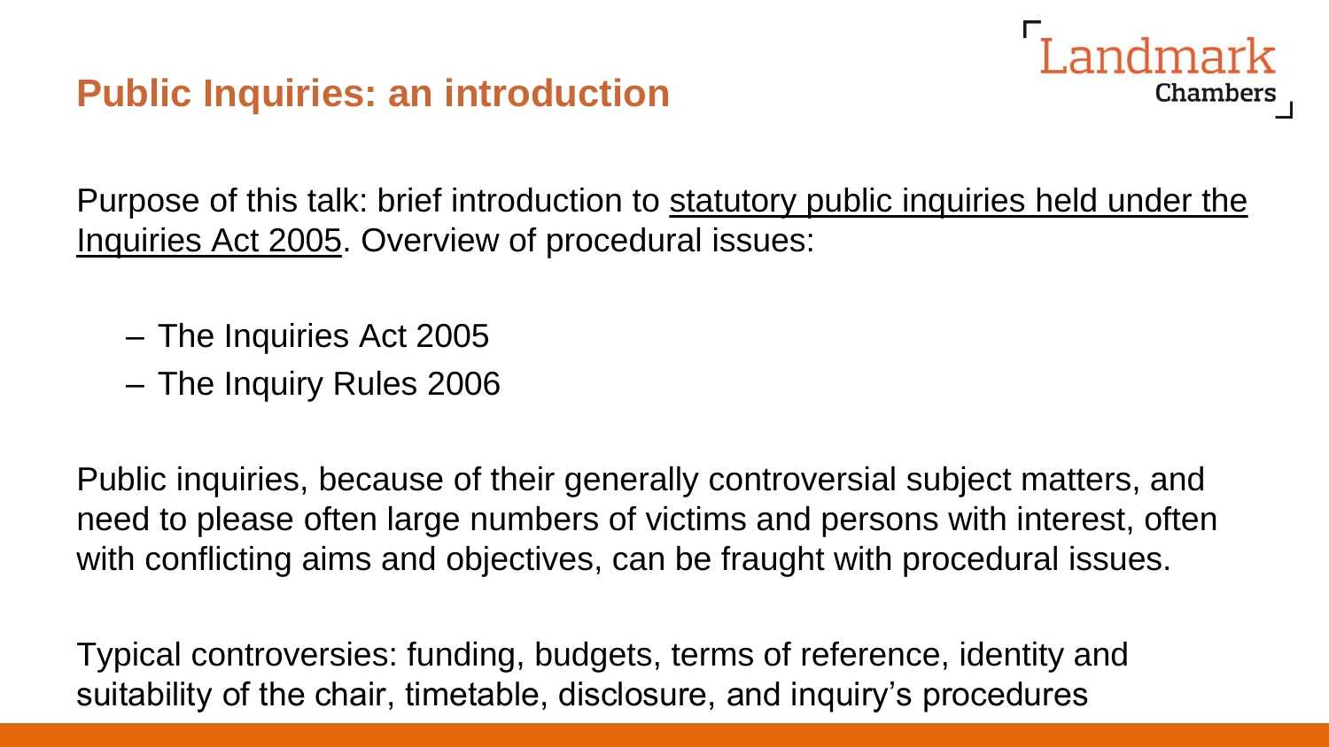# Public Inquiries: an introduction

Purpose of this talk: brief introduction to statutory public inquiries held under the Inquiries Act 2005. Overview of procedural issues:

- The Inquiries Act 2005
- The Inquiry Rules 2006

Public inquiries, because of their generally controversial subject matters, and need to please often large numbers of victims and persons with interest, often with conflicting aims and objectives, can be fraught with procedural issues.

Typical controversies: funding, budgets, terms of reference, identity and suitability of the chair, timetable, disclosure, and inquiry's procedures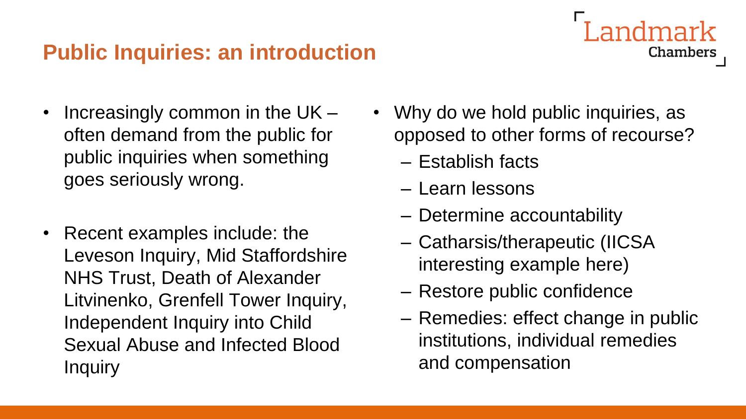## Public Inquiries: an introduction

- Increasingly common in the UK – often demand from the public for public inquiries when something goes seriously wrong.
- Recent examples include: the Leveson Inquiry, Mid Staffordshire NHS Trust, Death of Alexander Litvinenko, Grenfell Tower Inquiry, Independent Inquiry into Child Sexual Abuse and Infected Blood Inquiry

- Why do we hold public inquiries, as opposed to other forms of recourse?
  - Establish facts
  - Learn lessons
  - Determine accountability
  - Catharsis/therapeutic (IICSA interesting example here)
  - Restore public confidence
  - Remedies: effect change in public institutions, individual remedies and compensation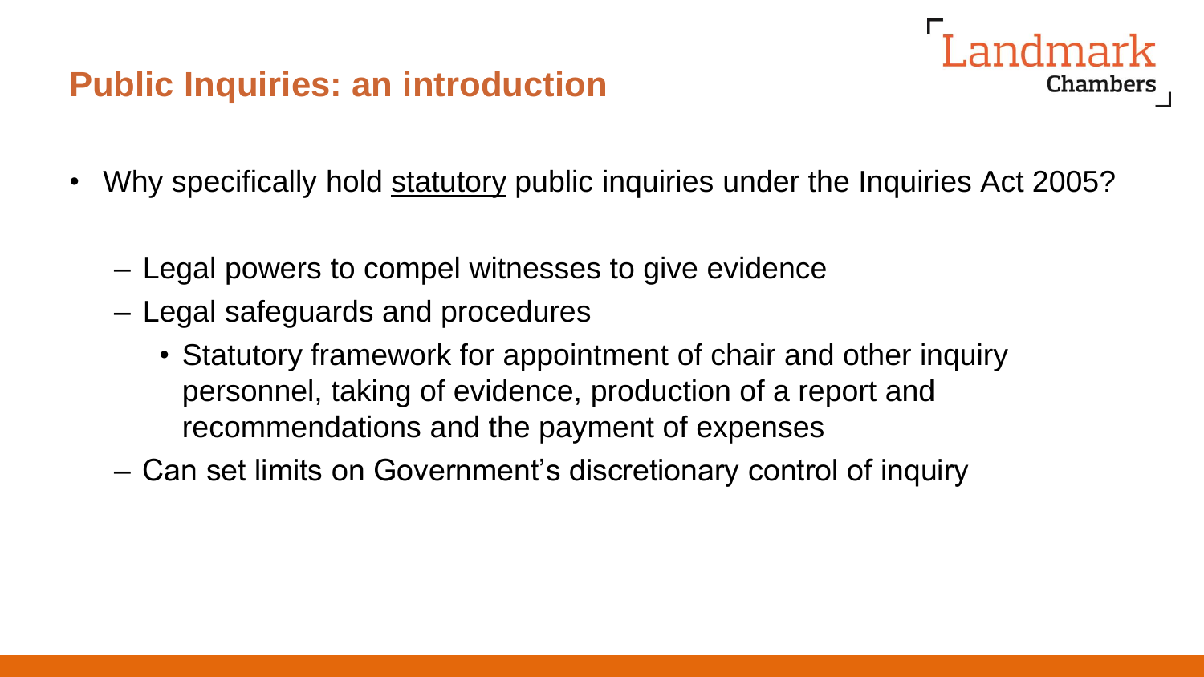# Public Inquiries: an introduction

- Why specifically hold <u>statutory</u> public inquiries under the Inquiries Act 2005?
  - Legal powers to compel witnesses to give evidence
  - Legal safeguards and procedures
    - Statutory framework for appointment of chair and other inquiry personnel, taking of evidence, production of a report and recommendations and the payment of expenses
  - Can set limits on Government's discretionary control of inquiry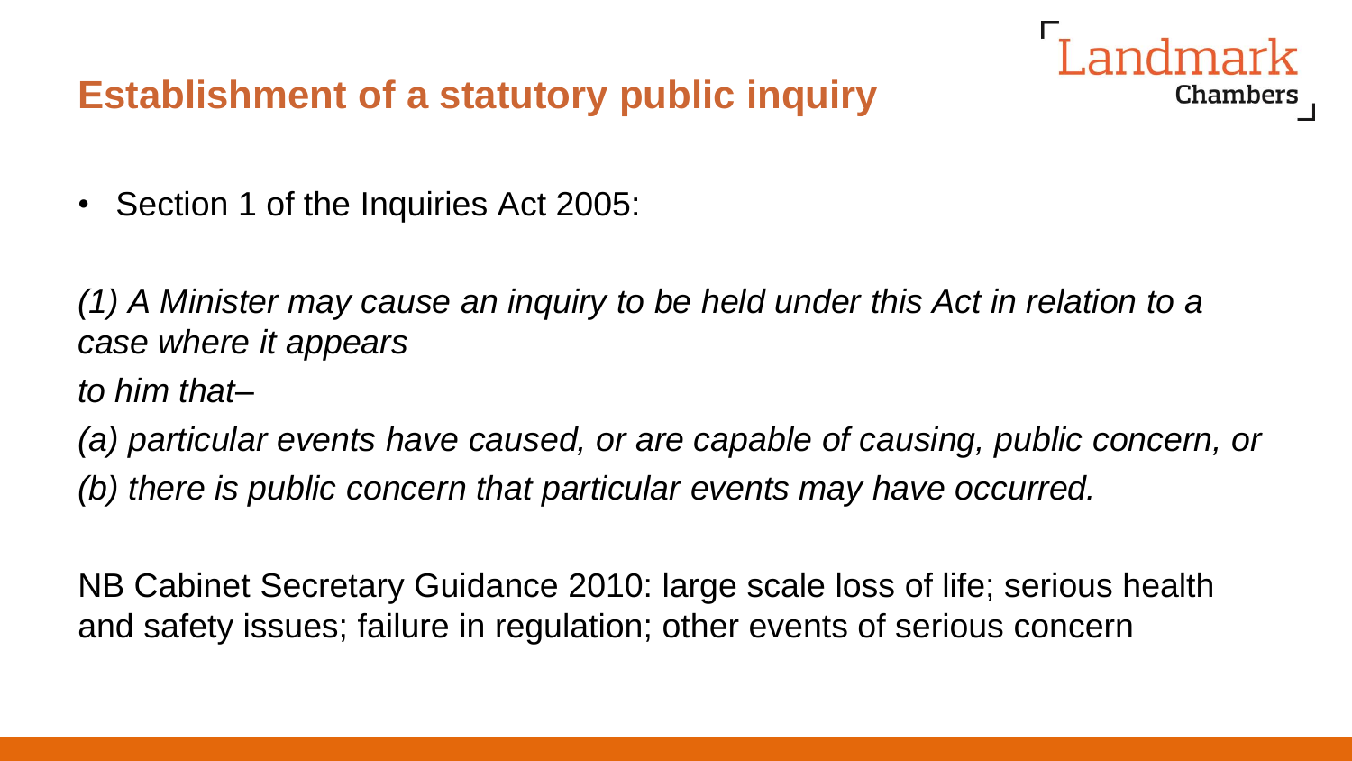# Establishment of a statutory public inquiry

- Section 1 of the Inquiries Act 2005:

*(1) A Minister may cause an inquiry to be held under this Act in relation to a case where it appears to him that–*

*(a) particular events have caused, or are capable of causing, public concern, or*

*(b) there is public concern that particular events may have occurred.*

NB Cabinet Secretary Guidance 2010: large scale loss of life; serious health and safety issues; failure in regulation; other events of serious concern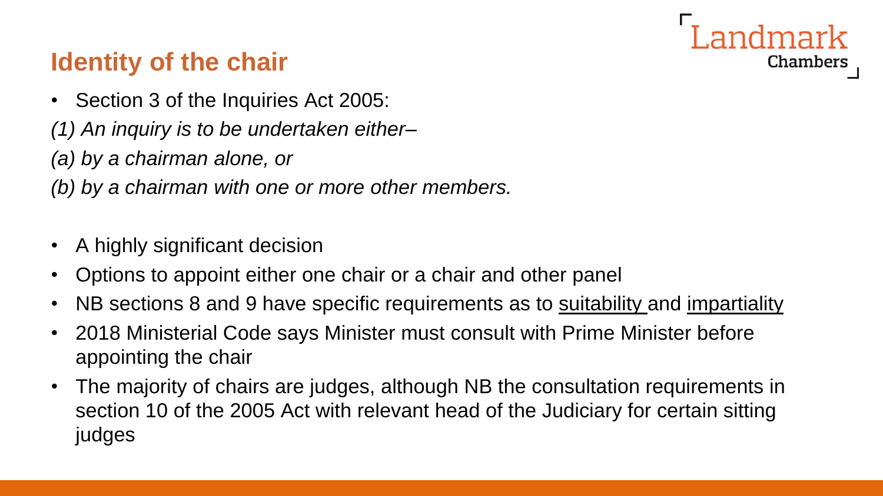# Identity of the chair

- Section 3 of the Inquiries Act 2005:

*(1) An inquiry is to be undertaken either–*

*(a) by a chairman alone, or*

*(b) by a chairman with one or more other members.*

- A highly significant decision
- Options to appoint either one chair or a chair and other panel
- NB sections 8 and 9 have specific requirements as to <u>suitability</u> and <u>impartiality</u>
- 2018 Ministerial Code says Minister must consult with Prime Minister before appointing the chair
- The majority of chairs are judges, although NB the consultation requirements in section 10 of the 2005 Act with relevant head of the Judiciary for certain sitting judges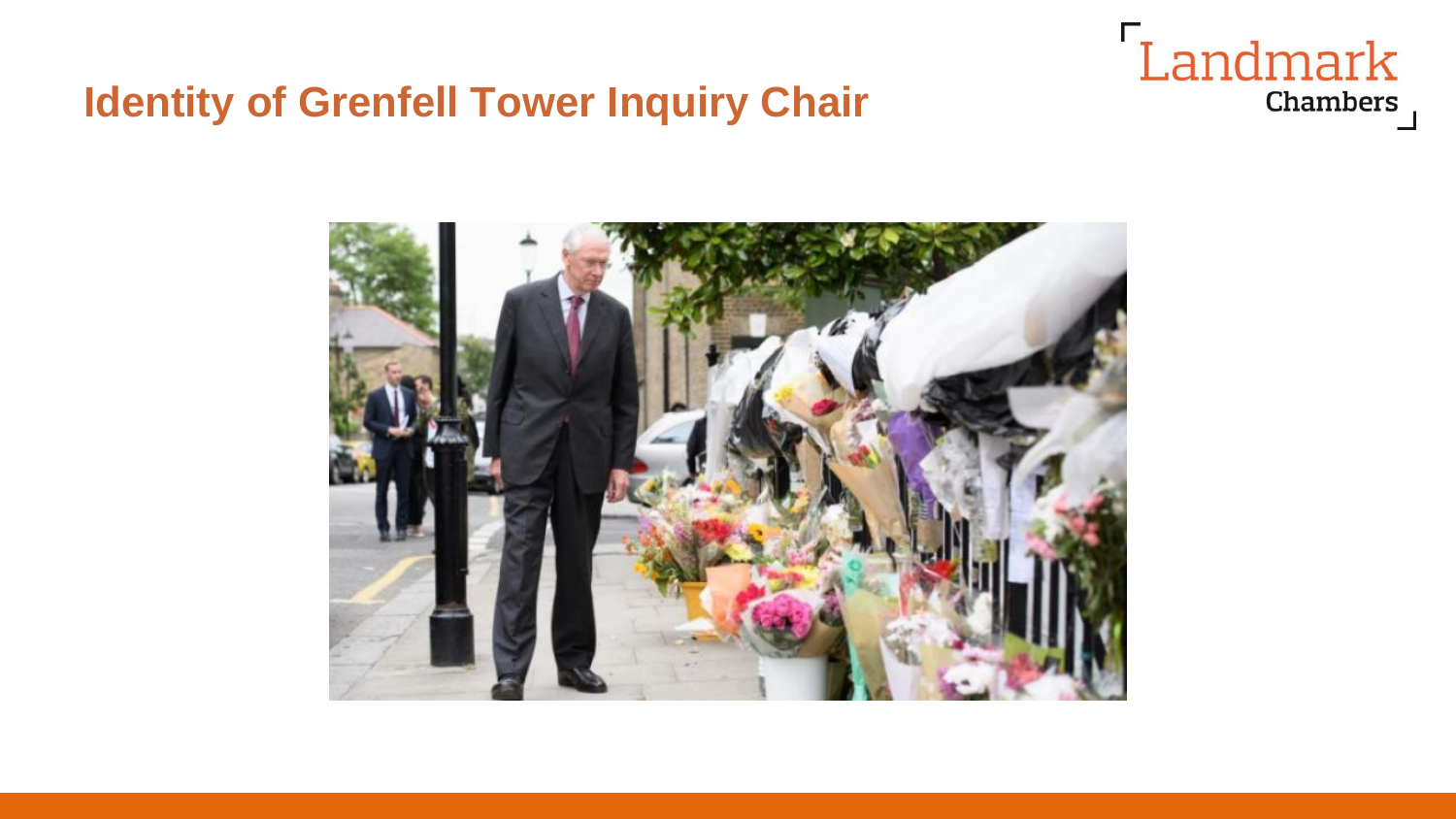# Identity of Grenfell Tower Inquiry Chair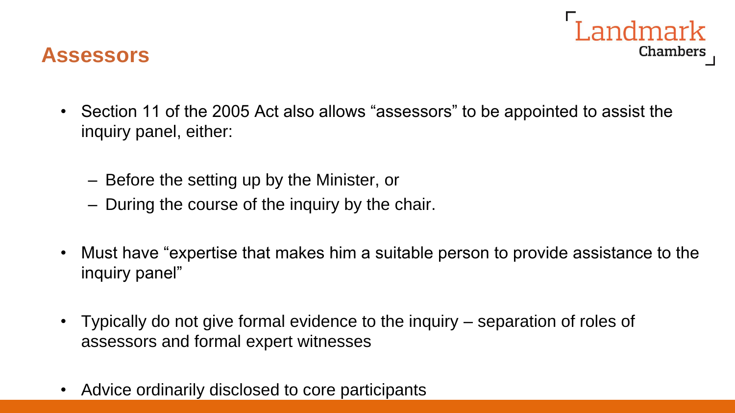# Assessors

- Section 11 of the 2005 Act also allows "assessors" to be appointed to assist the inquiry panel, either:
  - Before the setting up by the Minister, or
  - During the course of the inquiry by the chair.
- Must have "expertise that makes him a suitable person to provide assistance to the inquiry panel"
- Typically do not give formal evidence to the inquiry – separation of roles of assessors and formal expert witnesses
- Advice ordinarily disclosed to core participants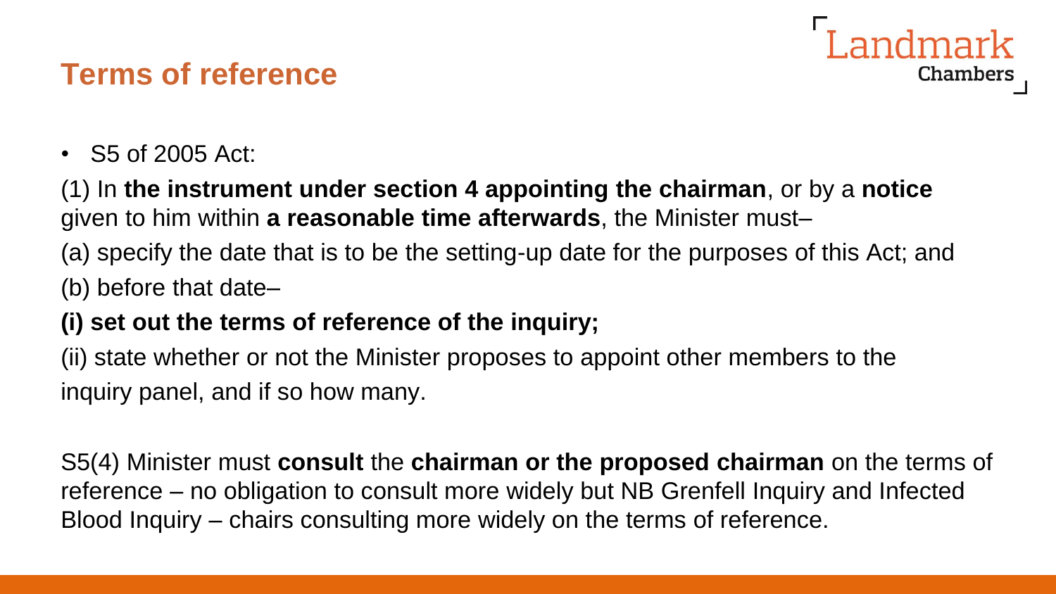# Terms of reference

- S5 of 2005 Act:

(1) In **the instrument under section 4 appointing the chairman**, or by a **notice** given to him within **a reasonable time afterwards**, the Minister must–

(a) specify the date that is to be the setting-up date for the purposes of this Act; and

(b) before that date–

**(i) set out the terms of reference of the inquiry;**

(ii) state whether or not the Minister proposes to appoint other members to the inquiry panel, and if so how many.

S5(4) Minister must **consult** the **chairman or the proposed chairman** on the terms of reference – no obligation to consult more widely but NB Grenfell Inquiry and Infected Blood Inquiry – chairs consulting more widely on the terms of reference.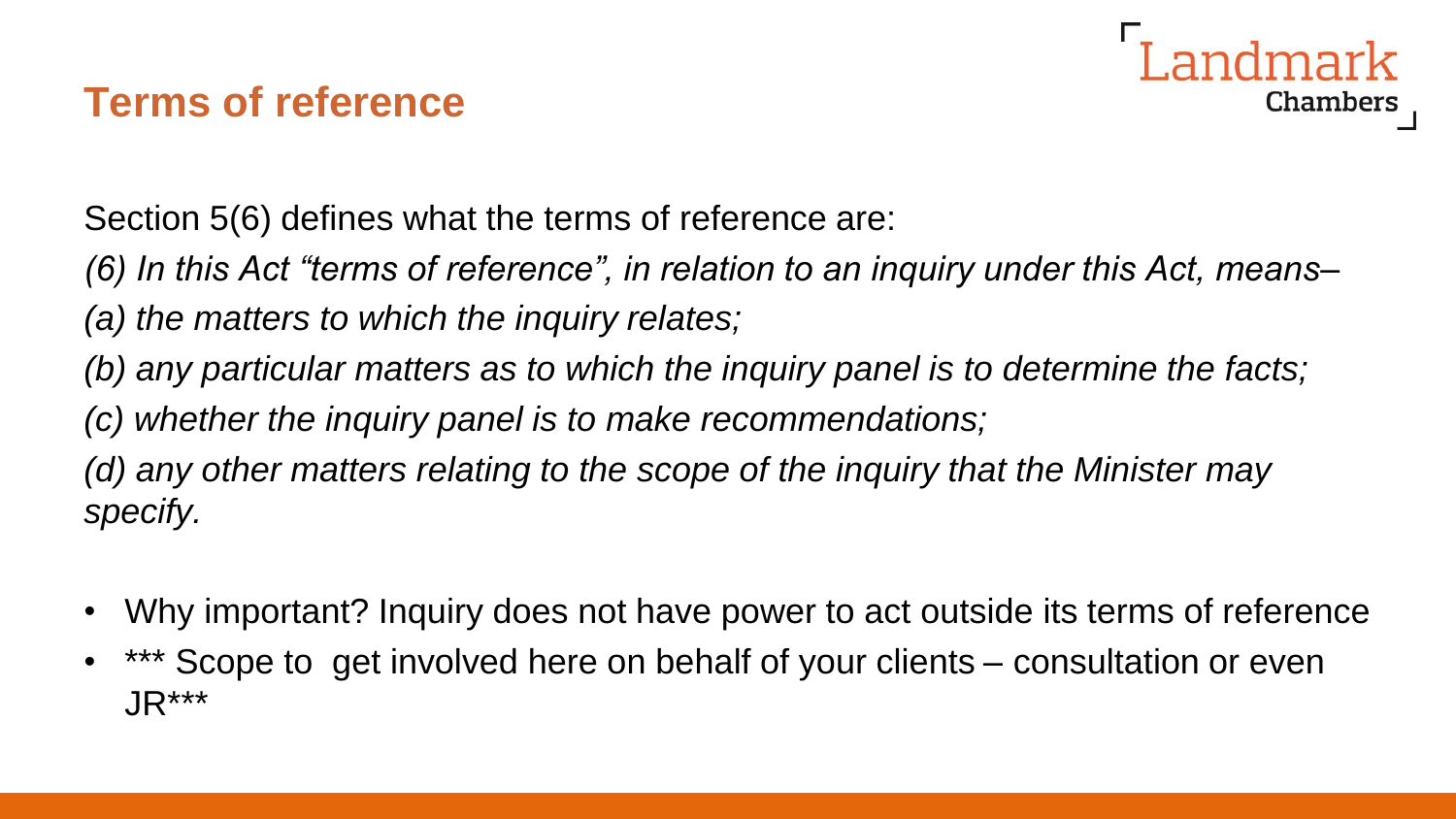## Terms of reference

Section 5(6) defines what the terms of reference are:

*(6) In this Act "terms of reference", in relation to an inquiry under this Act, means–*

*(a) the matters to which the inquiry relates;*

*(b) any particular matters as to which the inquiry panel is to determine the facts;*

*(c) whether the inquiry panel is to make recommendations;*

*(d) any other matters relating to the scope of the inquiry that the Minister may specify.*

- Why important? Inquiry does not have power to act outside its terms of reference
- *** Scope to get involved here on behalf of your clients – consultation or even JR***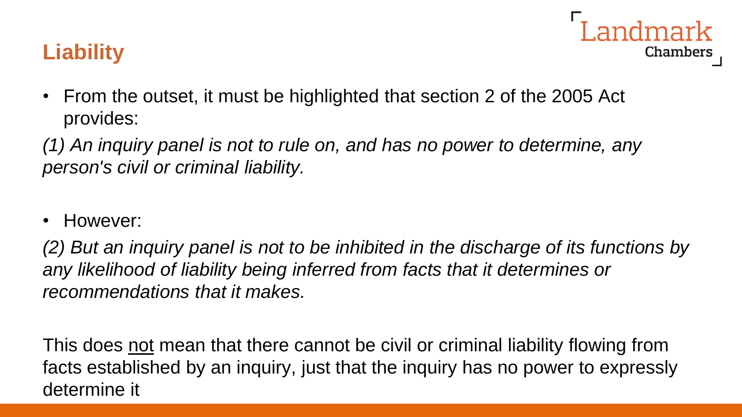## Liability

- From the outset, it must be highlighted that section 2 of the 2005 Act provides:

*(1) An inquiry panel is not to rule on, and has no power to determine, any person's civil or criminal liability.*

- However:

*(2) But an inquiry panel is not to be inhibited in the discharge of its functions by any likelihood of liability being inferred from facts that it determines or recommendations that it makes.*

This does <u>not</u> mean that there cannot be civil or criminal liability flowing from facts established by an inquiry, just that the inquiry has no power to expressly determine it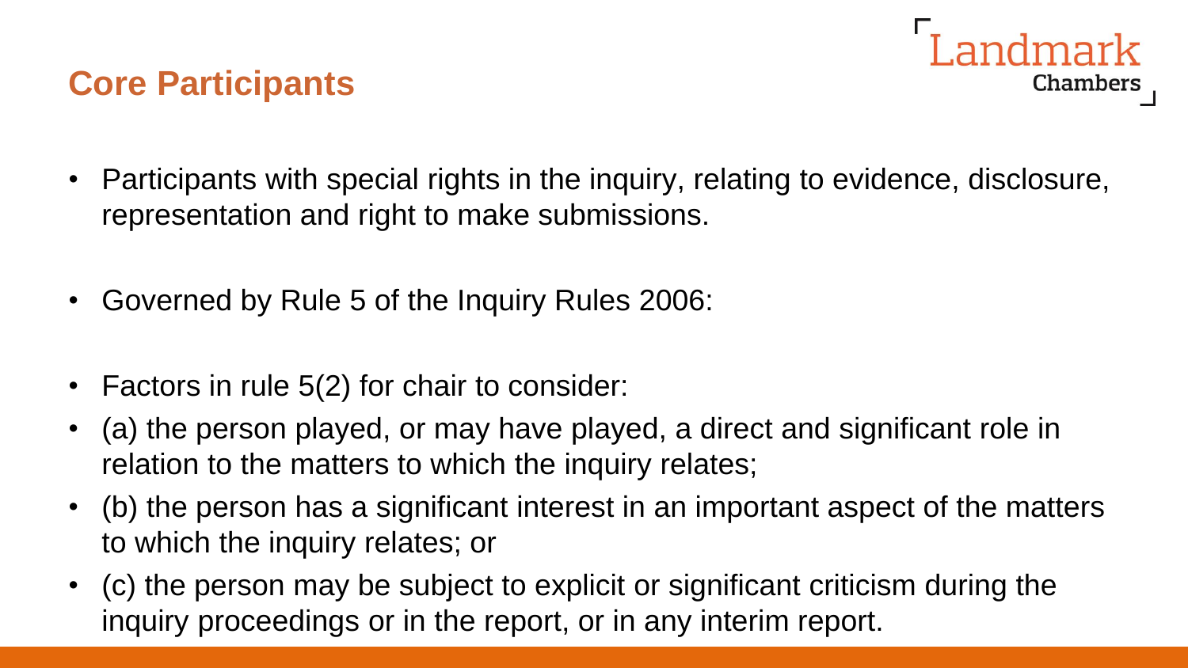# Core Participants

- Participants with special rights in the inquiry, relating to evidence, disclosure, representation and right to make submissions.
- Governed by Rule 5 of the Inquiry Rules 2006:
- Factors in rule 5(2) for chair to consider:
- (a) the person played, or may have played, a direct and significant role in relation to the matters to which the inquiry relates;
- (b) the person has a significant interest in an important aspect of the matters to which the inquiry relates; or
- (c) the person may be subject to explicit or significant criticism during the inquiry proceedings or in the report, or in any interim report.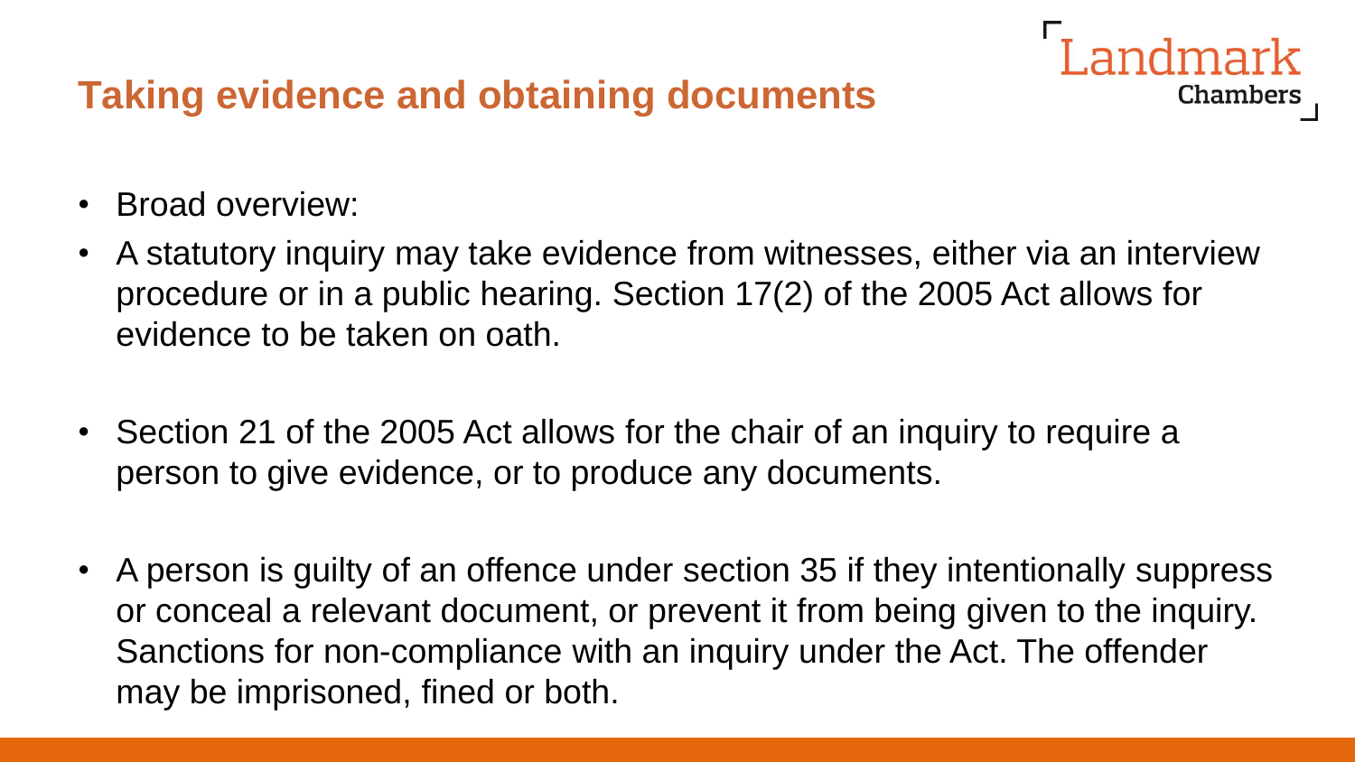## Taking evidence and obtaining documents

- Broad overview:
- A statutory inquiry may take evidence from witnesses, either via an interview procedure or in a public hearing. Section 17(2) of the 2005 Act allows for evidence to be taken on oath.
- Section 21 of the 2005 Act allows for the chair of an inquiry to require a person to give evidence, or to produce any documents.
- A person is guilty of an offence under section 35 if they intentionally suppress or conceal a relevant document, or prevent it from being given to the inquiry. Sanctions for non-compliance with an inquiry under the Act. The offender may be imprisoned, fined or both.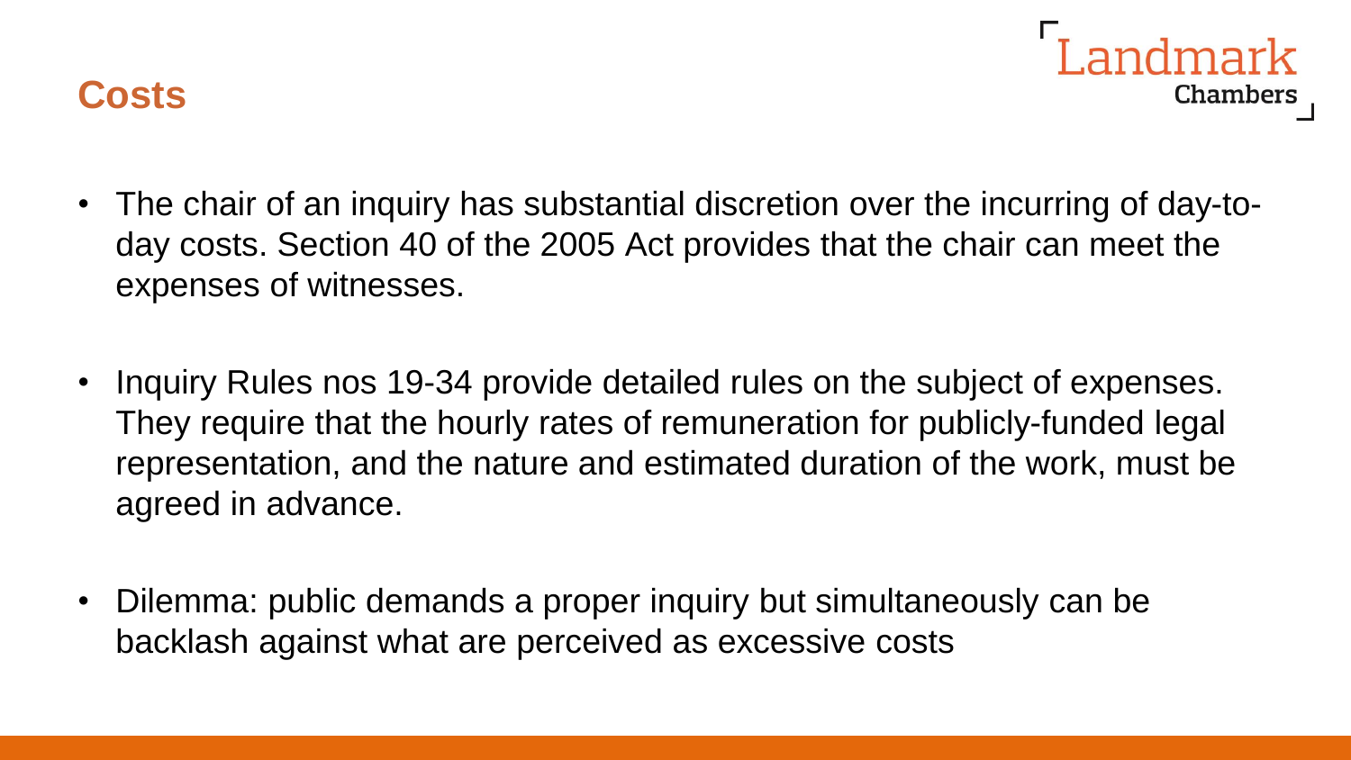## Costs

- The chair of an inquiry has substantial discretion over the incurring of day-to-day costs. Section 40 of the 2005 Act provides that the chair can meet the expenses of witnesses.

- Inquiry Rules nos 19-34 provide detailed rules on the subject of expenses. They require that the hourly rates of remuneration for publicly-funded legal representation, and the nature and estimated duration of the work, must be agreed in advance.

- Dilemma: public demands a proper inquiry but simultaneously can be backlash against what are perceived as excessive costs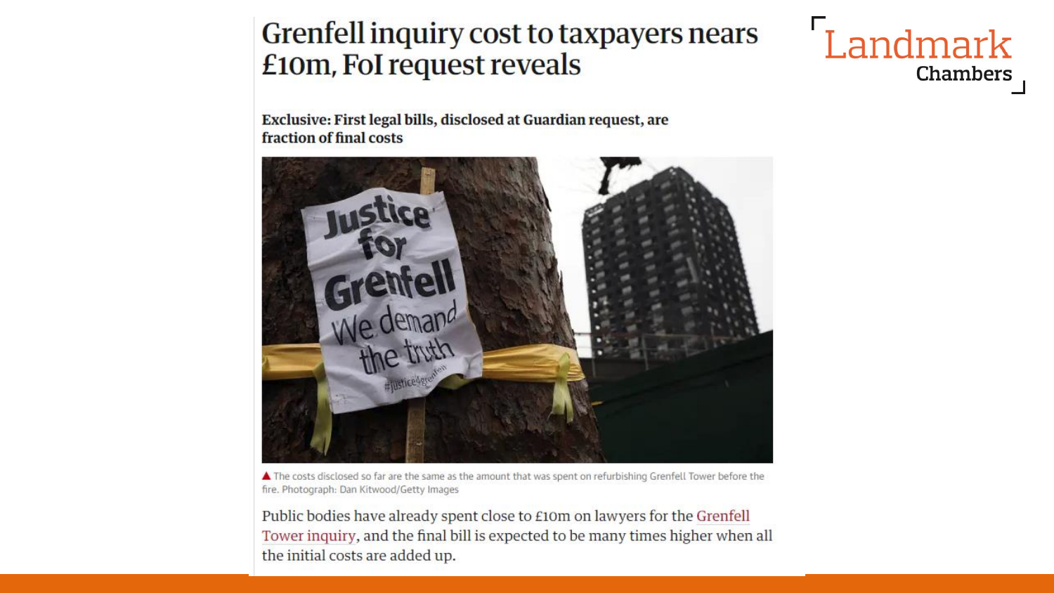# Grenfell inquiry cost to taxpayers nears £10m, FoI request reveals

**Exclusive: First legal bills, disclosed at Guardian request, are fraction of final costs**

▲ The costs disclosed so far are the same as the amount that was spent on refurbishing Grenfell Tower before the fire. Photograph: Dan Kitwood/Getty Images

Public bodies have already spent close to £10m on lawyers for the Grenfell Tower inquiry, and the final bill is expected to be many times higher when all the initial costs are added up.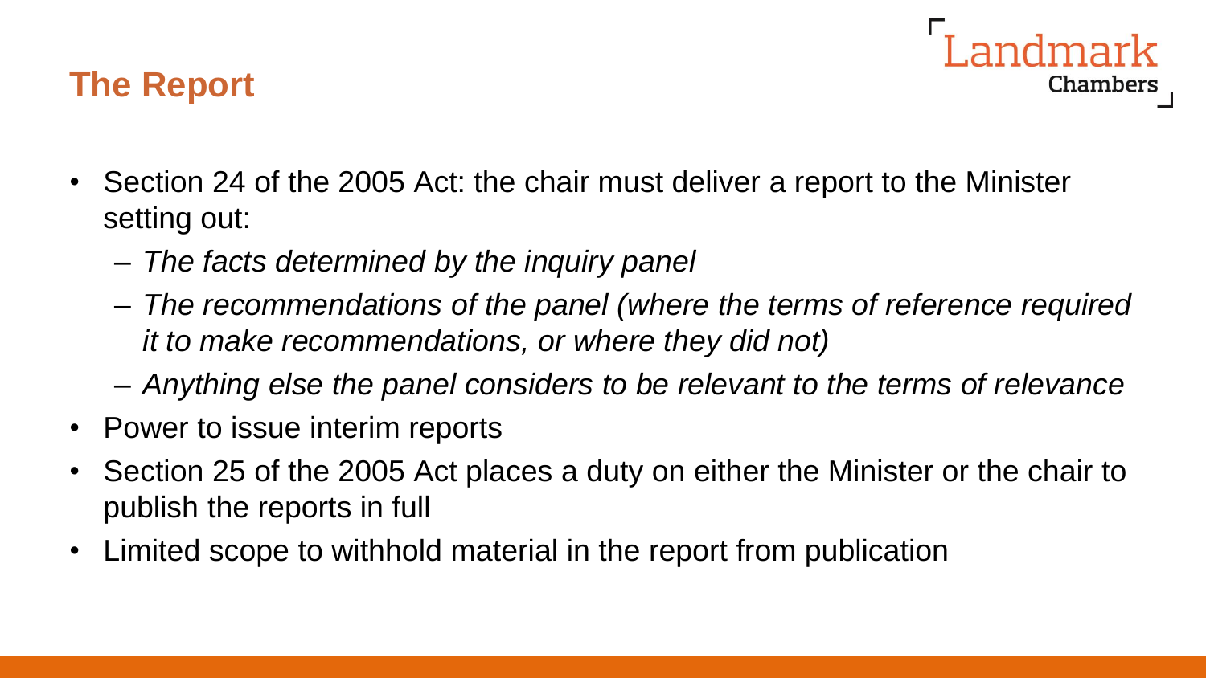## The Report

- Section 24 of the 2005 Act: the chair must deliver a report to the Minister setting out:
  - *The facts determined by the inquiry panel*
  - *The recommendations of the panel (where the terms of reference required it to make recommendations, or where they did not)*
  - *Anything else the panel considers to be relevant to the terms of relevance*
- Power to issue interim reports
- Section 25 of the 2005 Act places a duty on either the Minister or the chair to publish the reports in full
- Limited scope to withhold material in the report from publication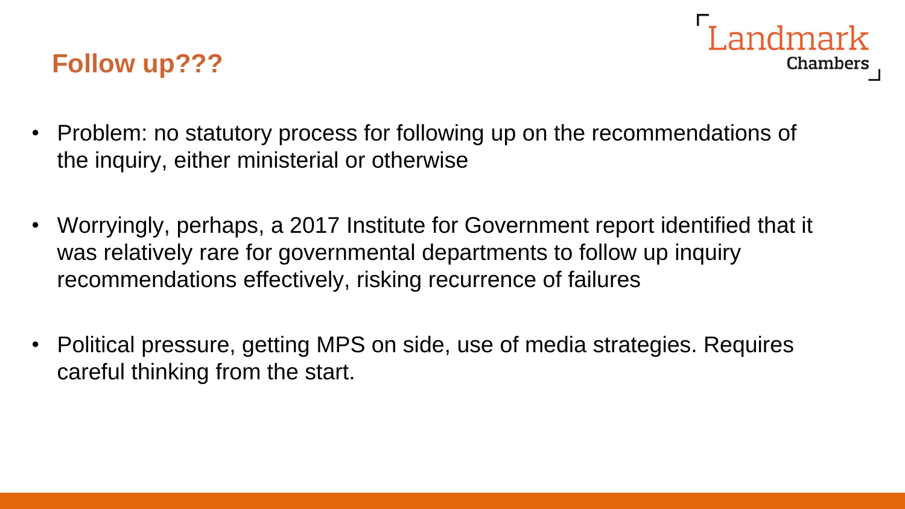# Follow up???

- Problem: no statutory process for following up on the recommendations of the inquiry, either ministerial or otherwise

- Worryingly, perhaps, a 2017 Institute for Government report identified that it was relatively rare for governmental departments to follow up inquiry recommendations effectively, risking recurrence of failures

- Political pressure, getting MPS on side, use of media strategies. Requires careful thinking from the start.